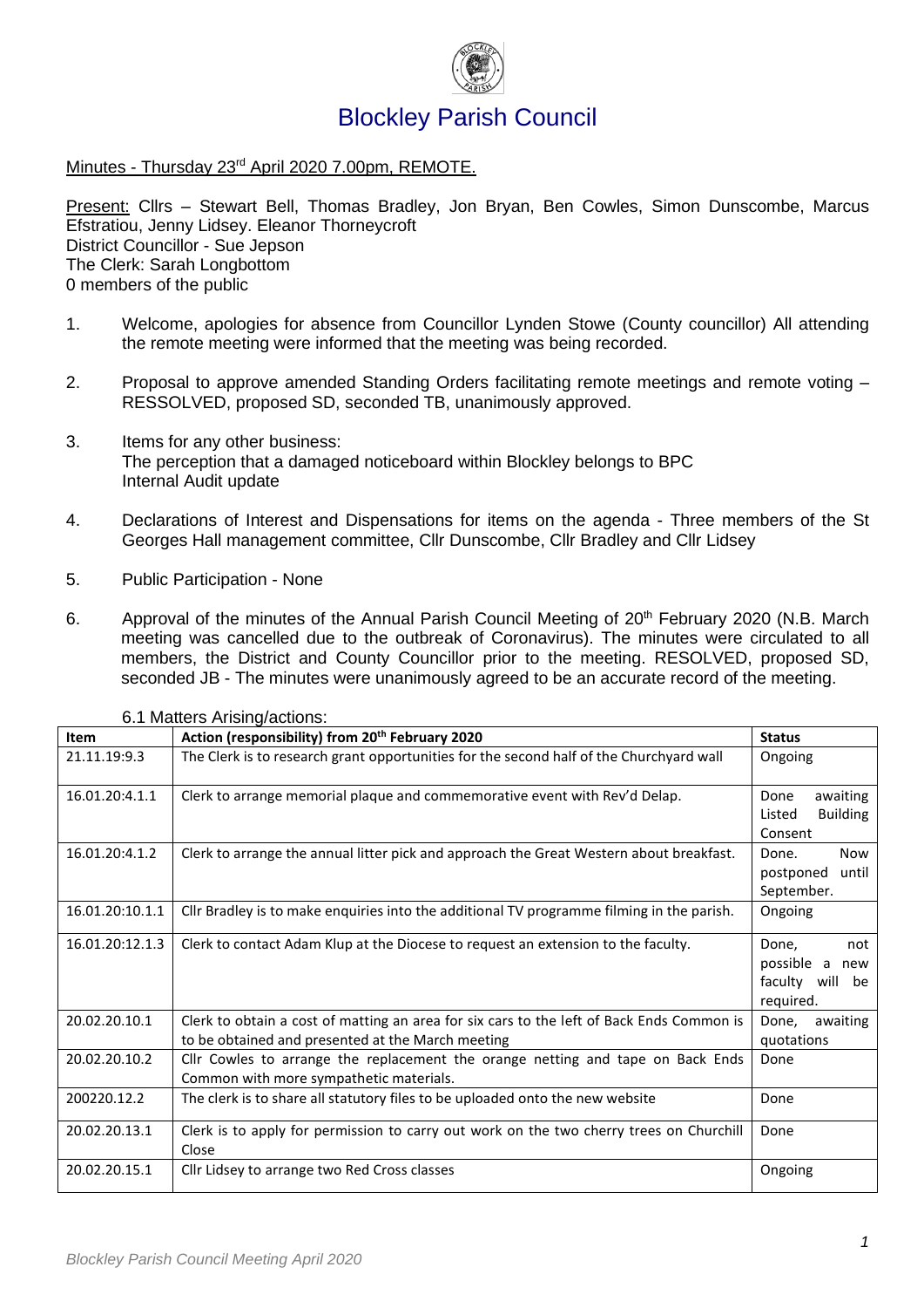# Blockley Parish Council

Minutes - Thursday 23rd April 2020 7.00pm, REMOTE.

Present: Cllrs – Stewart Bell, Thomas Bradley, Jon Bryan, Ben Cowles, Simon Dunscombe, Marcus Efstratiou, Jenny Lidsey. Eleanor Thorneycroft
District Councillor - Sue Jepson
The Clerk: Sarah Longbottom
0 members of the public

1. Welcome, apologies for absence from Councillor Lynden Stowe (County councillor) All attending the remote meeting were informed that the meeting was being recorded.

2. Proposal to approve amended Standing Orders facilitating remote meetings and remote voting – RESSOLVED, proposed SD, seconded TB, unanimously approved.

3. Items for any other business:
   The perception that a damaged noticeboard within Blockley belongs to BPC
   Internal Audit update

4. Declarations of Interest and Dispensations for items on the agenda - Three members of the St Georges Hall management committee, Cllr Dunscombe, Cllr Bradley and Cllr Lidsey

5. Public Participation - None

6. Approval of the minutes of the Annual Parish Council Meeting of 20th February 2020 (N.B. March meeting was cancelled due to the outbreak of Coronavirus). The minutes were circulated to all members, the District and County Councillor prior to the meeting. RESOLVED, proposed SD, seconded JB - The minutes were unanimously agreed to be an accurate record of the meeting.

6.1 Matters Arising/actions:

| Item | Action (responsibility) from 20th February 2020 | Status |
|---|---|---|
| 21.11.19:9.3 | The Clerk is to research grant opportunities for the second half of the Churchyard wall | Ongoing |
| 16.01.20:4.1.1 | Clerk to arrange memorial plaque and commemorative event with Rev'd Delap. | Done awaiting Listed Building Consent |
| 16.01.20:4.1.2 | Clerk to arrange the annual litter pick and approach the Great Western about breakfast. | Done. Now postponed until September. |
| 16.01.20:10.1.1 | Cllr Bradley is to make enquiries into the additional TV programme filming in the parish. | Ongoing |
| 16.01.20:12.1.3 | Clerk to contact Adam Klup at the Diocese to request an extension to the faculty. | Done, not possible a new faculty will be required. |
| 20.02.20.10.1 | Clerk to obtain a cost of matting an area for six cars to the left of Back Ends Common is to be obtained and presented at the March meeting | Done, awaiting quotations |
| 20.02.20.10.2 | Cllr Cowles to arrange the replacement the orange netting and tape on Back Ends Common with more sympathetic materials. | Done |
| 200220.12.2 | The clerk is to share all statutory files to be uploaded onto the new website | Done |
| 20.02.20.13.1 | Clerk is to apply for permission to carry out work on the two cherry trees on Churchill Close | Done |
| 20.02.20.15.1 | Cllr Lidsey to arrange two Red Cross classes | Ongoing |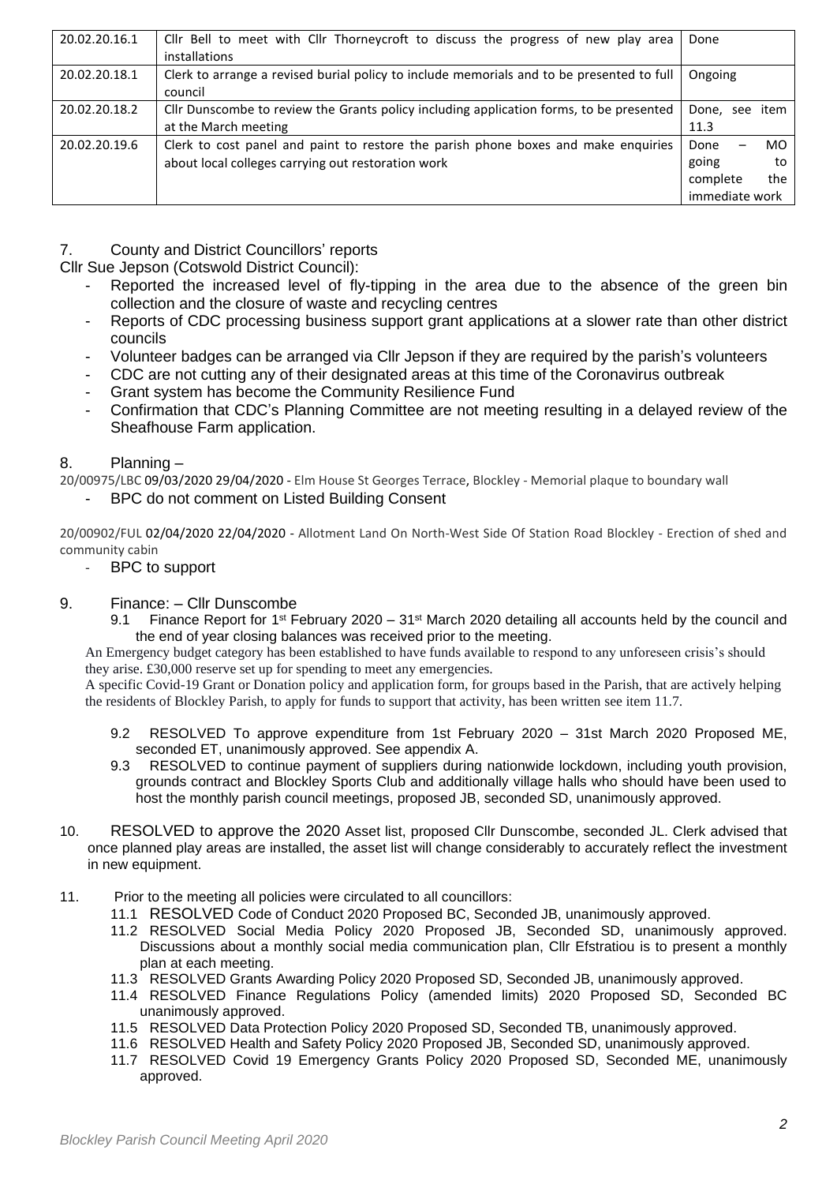| | | |
|---|---|---|
| 20.02.20.16.1 | Cllr Bell to meet with Cllr Thorneycroft to discuss the progress of new play area installations | Done |
| 20.02.20.18.1 | Clerk to arrange a revised burial policy to include memorials and to be presented to full council | Ongoing |
| 20.02.20.18.2 | Cllr Dunscombe to review the Grants policy including application forms, to be presented at the March meeting | Done, see item 11.3 |
| 20.02.20.19.6 | Clerk to cost panel and paint to restore the parish phone boxes and make enquiries about local colleges carrying out restoration work | Done – MO going to complete the immediate work |

7. County and District Councillors' reports

Cllr Sue Jepson (Cotswold District Council):

- Reported the increased level of fly-tipping in the area due to the absence of the green bin collection and the closure of waste and recycling centres
- Reports of CDC processing business support grant applications at a slower rate than other district councils
- Volunteer badges can be arranged via Cllr Jepson if they are required by the parish's volunteers
- CDC are not cutting any of their designated areas at this time of the Coronavirus outbreak
- Grant system has become the Community Resilience Fund
- Confirmation that CDC's Planning Committee are not meeting resulting in a delayed review of the Sheafhouse Farm application.

8. Planning –

20/00975/LBC 09/03/2020 29/04/2020 - Elm House St Georges Terrace, Blockley - Memorial plaque to boundary wall

- BPC do not comment on Listed Building Consent

20/00902/FUL 02/04/2020 22/04/2020 - Allotment Land On North-West Side Of Station Road Blockley - Erection of shed and community cabin

- BPC to support

9. Finance: – Cllr Dunscombe

9.1 Finance Report for 1st February 2020 – 31st March 2020 detailing all accounts held by the council and the end of year closing balances was received prior to the meeting.

An Emergency budget category has been established to have funds available to respond to any unforeseen crisis's should they arise. £30,000 reserve set up for spending to meet any emergencies.

A specific Covid-19 Grant or Donation policy and application form, for groups based in the Parish, that are actively helping the residents of Blockley Parish, to apply for funds to support that activity, has been written see item 11.7.

9.2 RESOLVED To approve expenditure from 1st February 2020 – 31st March 2020 Proposed ME, seconded ET, unanimously approved. See appendix A.

9.3 RESOLVED to continue payment of suppliers during nationwide lockdown, including youth provision, grounds contract and Blockley Sports Club and additionally village halls who should have been used to host the monthly parish council meetings, proposed JB, seconded SD, unanimously approved.

10. RESOLVED to approve the 2020 Asset list, proposed Cllr Dunscombe, seconded JL. Clerk advised that once planned play areas are installed, the asset list will change considerably to accurately reflect the investment in new equipment.

11. Prior to the meeting all policies were circulated to all councillors:

11.1 RESOLVED Code of Conduct 2020 Proposed BC, Seconded JB, unanimously approved.

11.2 RESOLVED Social Media Policy 2020 Proposed JB, Seconded SD, unanimously approved. Discussions about a monthly social media communication plan, Cllr Efstratiou is to present a monthly plan at each meeting.

11.3 RESOLVED Grants Awarding Policy 2020 Proposed SD, Seconded JB, unanimously approved.

11.4 RESOLVED Finance Regulations Policy (amended limits) 2020 Proposed SD, Seconded BC unanimously approved.

11.5 RESOLVED Data Protection Policy 2020 Proposed SD, Seconded TB, unanimously approved.

11.6 RESOLVED Health and Safety Policy 2020 Proposed JB, Seconded SD, unanimously approved.

11.7 RESOLVED Covid 19 Emergency Grants Policy 2020 Proposed SD, Seconded ME, unanimously approved.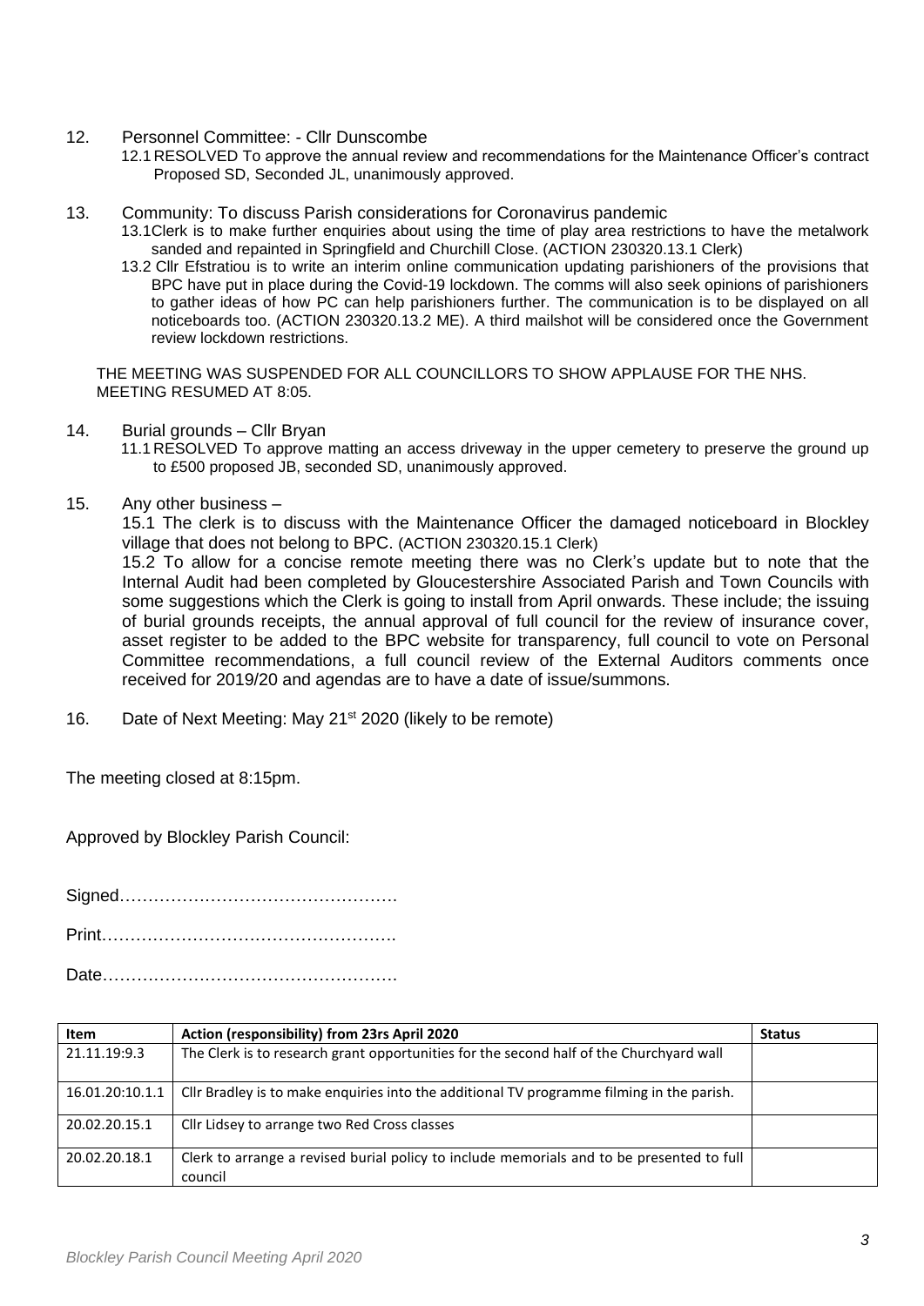12. Personnel Committee: - Cllr Dunscombe
    12.1 RESOLVED To approve the annual review and recommendations for the Maintenance Officer's contract Proposed SD, Seconded JL, unanimously approved.

13. Community: To discuss Parish considerations for Coronavirus pandemic
    13.1 Clerk is to make further enquiries about using the time of play area restrictions to have the metalwork sanded and repainted in Springfield and Churchill Close. (ACTION 230320.13.1 Clerk)
    13.2 Cllr Efstratiou is to write an interim online communication updating parishioners of the provisions that BPC have put in place during the Covid-19 lockdown. The comms will also seek opinions of parishioners to gather ideas of how PC can help parishioners further. The communication is to be displayed on all noticeboards too. (ACTION 230320.13.2 ME). A third mailshot will be considered once the Government review lockdown restrictions.

THE MEETING WAS SUSPENDED FOR ALL COUNCILLORS TO SHOW APPLAUSE FOR THE NHS. MEETING RESUMED AT 8:05.

14. Burial grounds – Cllr Bryan
    11.1 RESOLVED To approve matting an access driveway in the upper cemetery to preserve the ground up to £500 proposed JB, seconded SD, unanimously approved.

15. Any other business –
    15.1 The clerk is to discuss with the Maintenance Officer the damaged noticeboard in Blockley village that does not belong to BPC. (ACTION 230320.15.1 Clerk)
    15.2 To allow for a concise remote meeting there was no Clerk's update but to note that the Internal Audit had been completed by Gloucestershire Associated Parish and Town Councils with some suggestions which the Clerk is going to install from April onwards. These include; the issuing of burial grounds receipts, the annual approval of full council for the review of insurance cover, asset register to be added to the BPC website for transparency, full council to vote on Personal Committee recommendations, a full council review of the External Auditors comments once received for 2019/20 and agendas are to have a date of issue/summons.

16. Date of Next Meeting: May 21st 2020 (likely to be remote)

The meeting closed at 8:15pm.

Approved by Blockley Parish Council:

Signed………………………………………….

Print…………………………………………….

Date…………………………………………….

| Item | Action (responsibility) from 23rs April 2020 | Status |
|---|---|---|
| 21.11.19:9.3 | The Clerk is to research grant opportunities for the second half of the Churchyard wall | |
| 16.01.20:10.1.1 | Cllr Bradley is to make enquiries into the additional TV programme filming in the parish. | |
| 20.02.20.15.1 | Cllr Lidsey to arrange two Red Cross classes | |
| 20.02.20.18.1 | Clerk to arrange a revised burial policy to include memorials and to be presented to full council | |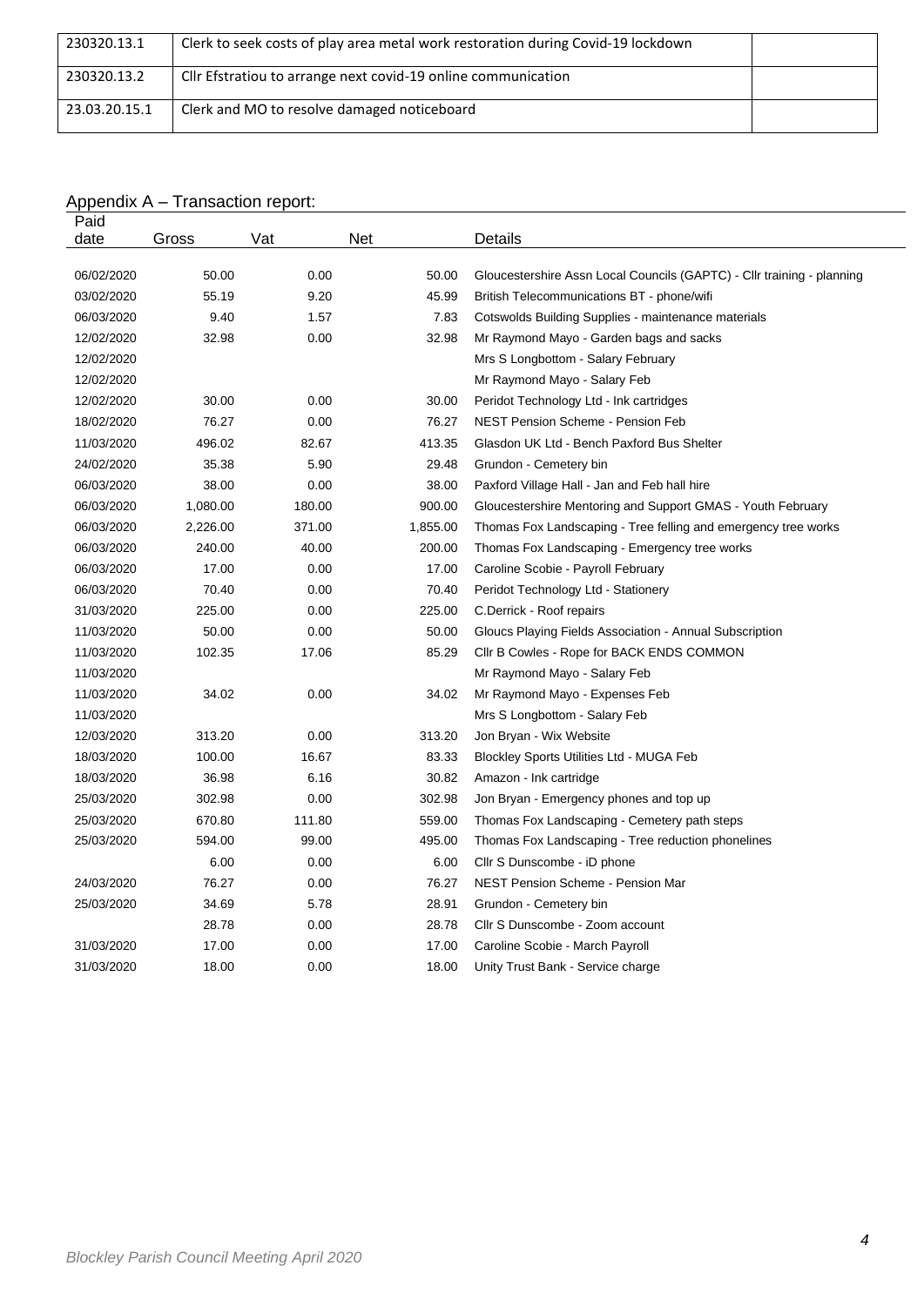| | | |
|---|---|---|
| 230320.13.1 | Clerk to seek costs of play area metal work restoration during Covid-19 lockdown | |
| 230320.13.2 | Cllr Efstratiou to arrange next covid-19 online communication | |
| 23.03.20.15.1 | Clerk and MO to resolve damaged noticeboard | |

## Appendix A – Transaction report:

| Paid date | Gross | Vat | Net | Details |
|---|---|---|---|---|
| 06/02/2020 | 50.00 | 0.00 | 50.00 | Gloucestershire Assn Local Councils (GAPTC) - Cllr training - planning |
| 03/02/2020 | 55.19 | 9.20 | 45.99 | British Telecommunications BT - phone/wifi |
| 06/03/2020 | 9.40 | 1.57 | 7.83 | Cotswolds Building Supplies - maintenance materials |
| 12/02/2020 | 32.98 | 0.00 | 32.98 | Mr Raymond Mayo - Garden bags and sacks |
| 12/02/2020 | | | | Mrs S Longbottom - Salary February |
| 12/02/2020 | | | | Mr Raymond Mayo - Salary Feb |
| 12/02/2020 | 30.00 | 0.00 | 30.00 | Peridot Technology Ltd - Ink cartridges |
| 18/02/2020 | 76.27 | 0.00 | 76.27 | NEST Pension Scheme - Pension Feb |
| 11/03/2020 | 496.02 | 82.67 | 413.35 | Glasdon UK Ltd - Bench Paxford Bus Shelter |
| 24/02/2020 | 35.38 | 5.90 | 29.48 | Grundon - Cemetery bin |
| 06/03/2020 | 38.00 | 0.00 | 38.00 | Paxford Village Hall - Jan and Feb hall hire |
| 06/03/2020 | 1,080.00 | 180.00 | 900.00 | Gloucestershire Mentoring and Support GMAS - Youth February |
| 06/03/2020 | 2,226.00 | 371.00 | 1,855.00 | Thomas Fox Landscaping - Tree felling and emergency tree works |
| 06/03/2020 | 240.00 | 40.00 | 200.00 | Thomas Fox Landscaping - Emergency tree works |
| 06/03/2020 | 17.00 | 0.00 | 17.00 | Caroline Scobie - Payroll February |
| 06/03/2020 | 70.40 | 0.00 | 70.40 | Peridot Technology Ltd - Stationery |
| 31/03/2020 | 225.00 | 0.00 | 225.00 | C.Derrick - Roof repairs |
| 11/03/2020 | 50.00 | 0.00 | 50.00 | Gloucs Playing Fields Association - Annual Subscription |
| 11/03/2020 | 102.35 | 17.06 | 85.29 | Cllr B Cowles - Rope for BACK ENDS COMMON |
| 11/03/2020 | | | | Mr Raymond Mayo - Salary Feb |
| 11/03/2020 | 34.02 | 0.00 | 34.02 | Mr Raymond Mayo - Expenses Feb |
| 11/03/2020 | | | | Mrs S Longbottom - Salary Feb |
| 12/03/2020 | 313.20 | 0.00 | 313.20 | Jon Bryan - Wix Website |
| 18/03/2020 | 100.00 | 16.67 | 83.33 | Blockley Sports Utilities Ltd - MUGA Feb |
| 18/03/2020 | 36.98 | 6.16 | 30.82 | Amazon - Ink cartridge |
| 25/03/2020 | 302.98 | 0.00 | 302.98 | Jon Bryan - Emergency phones and top up |
| 25/03/2020 | 670.80 | 111.80 | 559.00 | Thomas Fox Landscaping - Cemetery path steps |
| 25/03/2020 | 594.00 | 99.00 | 495.00 | Thomas Fox Landscaping - Tree reduction phonelines |
| | 6.00 | 0.00 | 6.00 | Cllr S Dunscombe - iD phone |
| 24/03/2020 | 76.27 | 0.00 | 76.27 | NEST Pension Scheme - Pension Mar |
| 25/03/2020 | 34.69 | 5.78 | 28.91 | Grundon - Cemetery bin |
| | 28.78 | 0.00 | 28.78 | Cllr S Dunscombe - Zoom account |
| 31/03/2020 | 17.00 | 0.00 | 17.00 | Caroline Scobie - March Payroll |
| 31/03/2020 | 18.00 | 0.00 | 18.00 | Unity Trust Bank - Service charge |